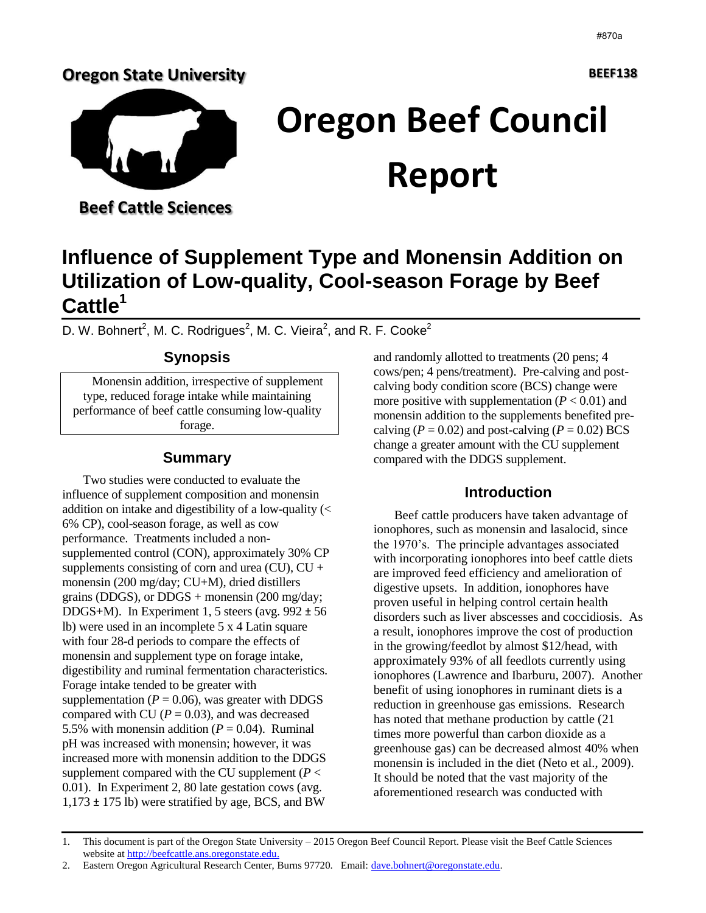#870a

**Oregon State University**

**BEEF138**

# Oregon Beef Council Report

**Beef Cattle Sciences**

# Influence of Supplement Type and Monensin Addition on Utilization of Low-quality, Cool-season Forage by Beef Cattle[1]

D. W. Bohnert[2], M. C. Rodrigues[2], M. C. Vieira[2], and R. F. Cooke[2]

## Synopsis

Monensin addition, irrespective of supplement type, reduced forage intake while maintaining performance of beef cattle consuming low-quality forage.

## Summary

Two studies were conducted to evaluate the influence of supplement composition and monensin addition on intake and digestibility of a low-quality (< 6% CP), cool-season forage, as well as cow performance. Treatments included a non-supplemented control (CON), approximately 30% CP supplements consisting of corn and urea (CU), CU + monensin (200 mg/day; CU+M), dried distillers grains (DDGS), or DDGS + monensin (200 mg/day; DDGS+M). In Experiment 1, 5 steers (avg. 992 ± 56 lb) were used in an incomplete 5 x 4 Latin square with four 28-d periods to compare the effects of monensin and supplement type on forage intake, digestibility and ruminal fermentation characteristics. Forage intake tended to be greater with supplementation ($P = 0.06$), was greater with DDGS compared with CU ($P = 0.03$), and was decreased 5.5% with monensin addition ($P = 0.04$). Ruminal pH was increased with monensin; however, it was increased more with monensin addition to the DDGS supplement compared with the CU supplement ($P < 0.01$). In Experiment 2, 80 late gestation cows (avg. 1,173 ± 175 lb) were stratified by age, BCS, and BW and randomly allotted to treatments (20 pens; 4 cows/pen; 4 pens/treatment). Pre-calving and post-calving body condition score (BCS) change were more positive with supplementation ($P < 0.01$) and monensin addition to the supplements benefited pre-calving ($P = 0.02$) and post-calving ($P = 0.02$) BCS change a greater amount with the CU supplement compared with the DDGS supplement.

## Introduction

Beef cattle producers have taken advantage of ionophores, such as monensin and lasalocid, since the 1970's. The principle advantages associated with incorporating ionophores into beef cattle diets are improved feed efficiency and amelioration of digestive upsets. In addition, ionophores have proven useful in helping control certain health disorders such as liver abscesses and coccidiosis. As a result, ionophores improve the cost of production in the growing/feedlot by almost $12/head, with approximately 93% of all feedlots currently using ionophores (Lawrence and Ibarburu, 2007). Another benefit of using ionophores in ruminant diets is a reduction in greenhouse gas emissions. Research has noted that methane production by cattle (21 times more powerful than carbon dioxide as a greenhouse gas) can be decreased almost 40% when monensin is included in the diet (Neto et al., 2009). It should be noted that the vast majority of the aforementioned research was conducted with

---

1. This document is part of the Oregon State University – 2015 Oregon Beef Council Report. Please visit the Beef Cattle Sciences website at http://beefcattle.ans.oregonstate.edu.
2. Eastern Oregon Agricultural Research Center, Burns 97720. Email: dave.bohnert@oregonstate.edu.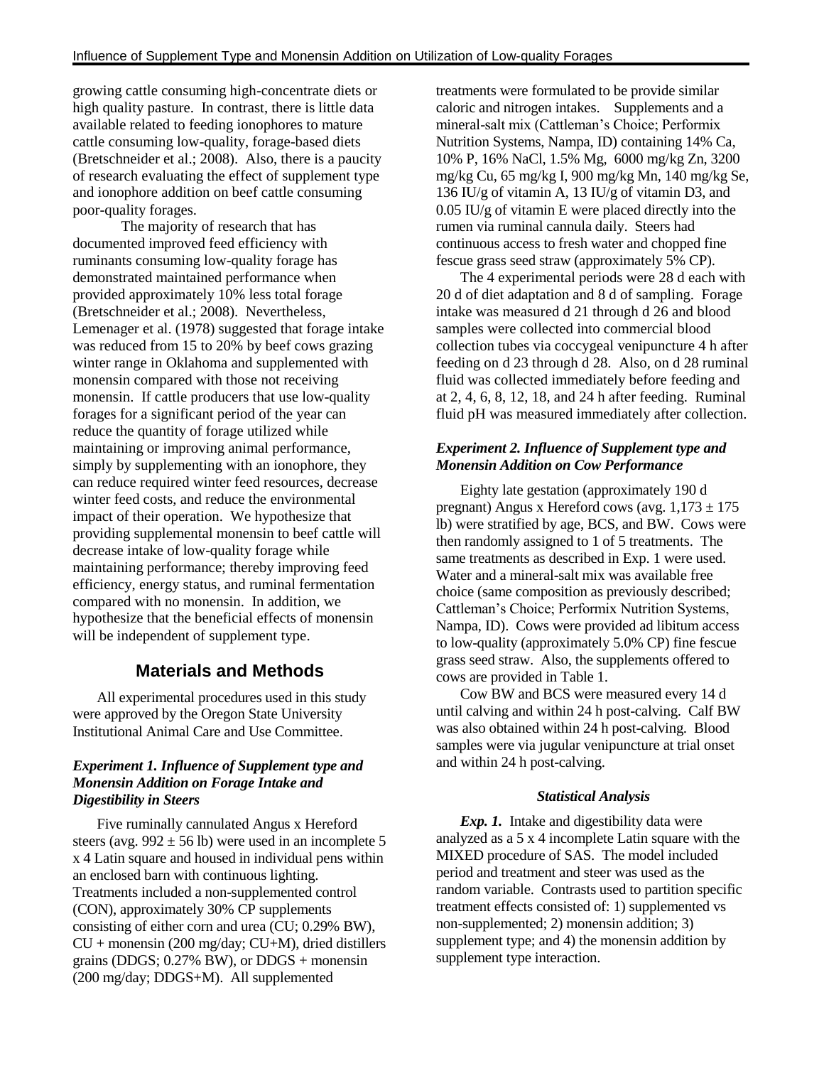growing cattle consuming high-concentrate diets or high quality pasture. In contrast, there is little data available related to feeding ionophores to mature cattle consuming low-quality, forage-based diets (Bretschneider et al.; 2008). Also, there is a paucity of research evaluating the effect of supplement type and ionophore addition on beef cattle consuming poor-quality forages.

The majority of research that has documented improved feed efficiency with ruminants consuming low-quality forage has demonstrated maintained performance when provided approximately 10% less total forage (Bretschneider et al.; 2008). Nevertheless, Lemenager et al. (1978) suggested that forage intake was reduced from 15 to 20% by beef cows grazing winter range in Oklahoma and supplemented with monensin compared with those not receiving monensin. If cattle producers that use low-quality forages for a significant period of the year can reduce the quantity of forage utilized while maintaining or improving animal performance, simply by supplementing with an ionophore, they can reduce required winter feed resources, decrease winter feed costs, and reduce the environmental impact of their operation. We hypothesize that providing supplemental monensin to beef cattle will decrease intake of low-quality forage while maintaining performance; thereby improving feed efficiency, energy status, and ruminal fermentation compared with no monensin. In addition, we hypothesize that the beneficial effects of monensin will be independent of supplement type.

## Materials and Methods

All experimental procedures used in this study were approved by the Oregon State University Institutional Animal Care and Use Committee.

### *Experiment 1. Influence of Supplement type and Monensin Addition on Forage Intake and Digestibility in Steers*

Five ruminally cannulated Angus x Hereford steers (avg. 992 ± 56 lb) were used in an incomplete 5 x 4 Latin square and housed in individual pens within an enclosed barn with continuous lighting. Treatments included a non-supplemented control (CON), approximately 30% CP supplements consisting of either corn and urea (CU; 0.29% BW), CU + monensin (200 mg/day; CU+M), dried distillers grains (DDGS; 0.27% BW), or DDGS + monensin (200 mg/day; DDGS+M). All supplemented treatments were formulated to be provide similar caloric and nitrogen intakes. Supplements and a mineral-salt mix (Cattleman's Choice; Performix Nutrition Systems, Nampa, ID) containing 14% Ca, 10% P, 16% NaCl, 1.5% Mg, 6000 mg/kg Zn, 3200 mg/kg Cu, 65 mg/kg I, 900 mg/kg Mn, 140 mg/kg Se, 136 IU/g of vitamin A, 13 IU/g of vitamin D3, and 0.05 IU/g of vitamin E were placed directly into the rumen via ruminal cannula daily. Steers had continuous access to fresh water and chopped fine fescue grass seed straw (approximately 5% CP).

The 4 experimental periods were 28 d each with 20 d of diet adaptation and 8 d of sampling. Forage intake was measured d 21 through d 26 and blood samples were collected into commercial blood collection tubes via coccygeal venipuncture 4 h after feeding on d 23 through d 28. Also, on d 28 ruminal fluid was collected immediately before feeding and at 2, 4, 6, 8, 12, 18, and 24 h after feeding. Ruminal fluid pH was measured immediately after collection.

### *Experiment 2. Influence of Supplement type and Monensin Addition on Cow Performance*

Eighty late gestation (approximately 190 d pregnant) Angus x Hereford cows (avg. 1,173 ± 175 lb) were stratified by age, BCS, and BW. Cows were then randomly assigned to 1 of 5 treatments. The same treatments as described in Exp. 1 were used. Water and a mineral-salt mix was available free choice (same composition as previously described; Cattleman's Choice; Performix Nutrition Systems, Nampa, ID). Cows were provided ad libitum access to low-quality (approximately 5.0% CP) fine fescue grass seed straw. Also, the supplements offered to cows are provided in Table 1.

Cow BW and BCS were measured every 14 d until calving and within 24 h post-calving. Calf BW was also obtained within 24 h post-calving. Blood samples were via jugular venipuncture at trial onset and within 24 h post-calving.

### *Statistical Analysis*

***Exp. 1.*** Intake and digestibility data were analyzed as a 5 x 4 incomplete Latin square with the MIXED procedure of SAS. The model included period and treatment and steer was used as the random variable. Contrasts used to partition specific treatment effects consisted of: 1) supplemented vs non-supplemented; 2) monensin addition; 3) supplement type; and 4) the monensin addition by supplement type interaction.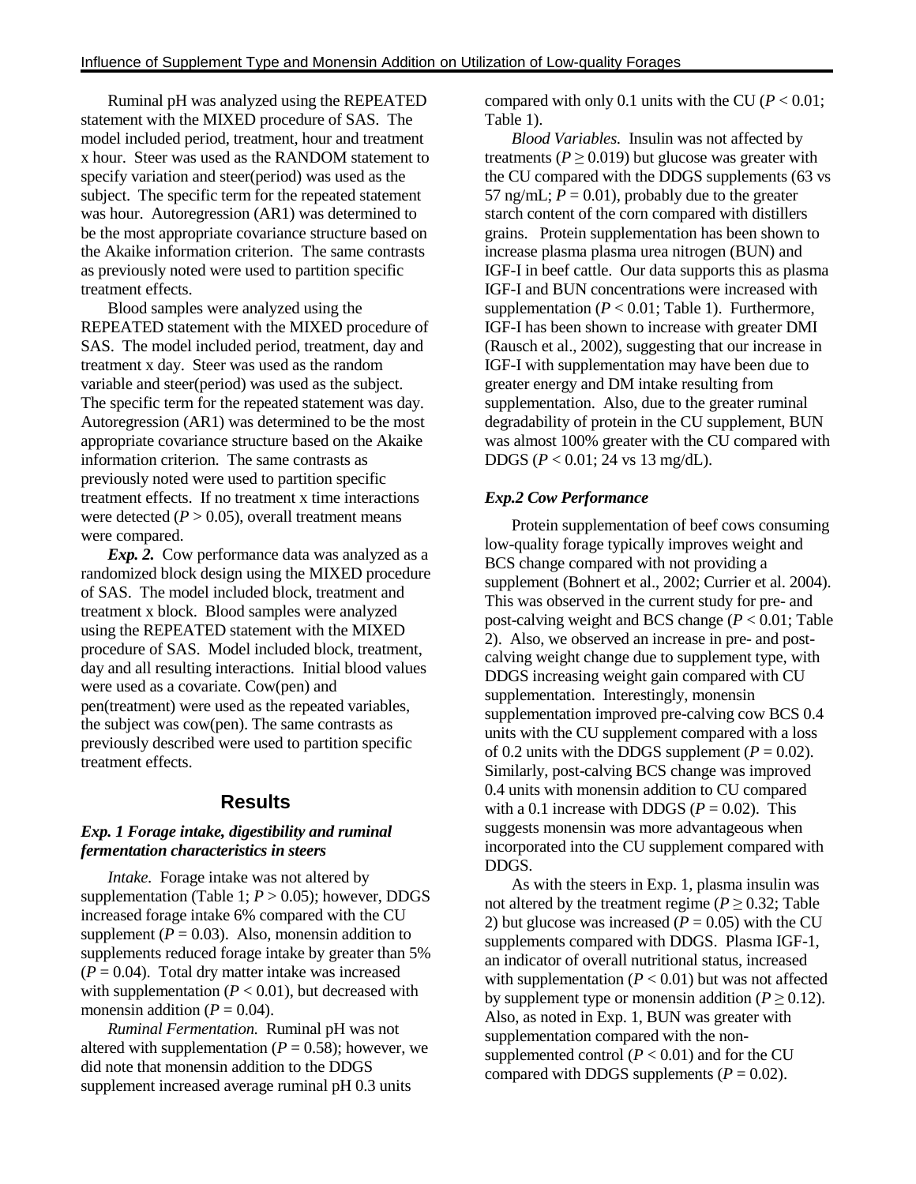Ruminal pH was analyzed using the REPEATED statement with the MIXED procedure of SAS. The model included period, treatment, hour and treatment x hour. Steer was used as the RANDOM statement to specify variation and steer(period) was used as the subject. The specific term for the repeated statement was hour. Autoregression (AR1) was determined to be the most appropriate covariance structure based on the Akaike information criterion. The same contrasts as previously noted were used to partition specific treatment effects.

Blood samples were analyzed using the REPEATED statement with the MIXED procedure of SAS. The model included period, treatment, day and treatment x day. Steer was used as the random variable and steer(period) was used as the subject. The specific term for the repeated statement was day. Autoregression (AR1) was determined to be the most appropriate covariance structure based on the Akaike information criterion. The same contrasts as previously noted were used to partition specific treatment effects. If no treatment x time interactions were detected ($P > 0.05$), overall treatment means were compared.

***Exp. 2.*** Cow performance data was analyzed as a randomized block design using the MIXED procedure of SAS. The model included block, treatment and treatment x block. Blood samples were analyzed using the REPEATED statement with the MIXED procedure of SAS. Model included block, treatment, day and all resulting interactions. Initial blood values were used as a covariate. Cow(pen) and pen(treatment) were used as the repeated variables, the subject was cow(pen). The same contrasts as previously described were used to partition specific treatment effects.

## Results

### *Exp. 1 Forage intake, digestibility and ruminal fermentation characteristics in steers*

*Intake.* Forage intake was not altered by supplementation (Table 1; $P > 0.05$); however, DDGS increased forage intake 6% compared with the CU supplement ($P = 0.03$). Also, monensin addition to supplements reduced forage intake by greater than 5% ($P = 0.04$). Total dry matter intake was increased with supplementation ($P < 0.01$), but decreased with monensin addition ($P = 0.04$).

*Ruminal Fermentation.* Ruminal pH was not altered with supplementation ($P = 0.58$); however, we did note that monensin addition to the DDGS supplement increased average ruminal pH 0.3 units compared with only 0.1 units with the CU ($P < 0.01$; Table 1).

*Blood Variables.* Insulin was not affected by treatments ($P \geq 0.019$) but glucose was greater with the CU compared with the DDGS supplements (63 vs 57 ng/mL; $P = 0.01$), probably due to the greater starch content of the corn compared with distillers grains. Protein supplementation has been shown to increase plasma plasma urea nitrogen (BUN) and IGF-I in beef cattle. Our data supports this as plasma IGF-I and BUN concentrations were increased with supplementation ($P < 0.01$; Table 1). Furthermore, IGF-I has been shown to increase with greater DMI (Rausch et al., 2002), suggesting that our increase in IGF-I with supplementation may have been due to greater energy and DM intake resulting from supplementation. Also, due to the greater ruminal degradability of protein in the CU supplement, BUN was almost 100% greater with the CU compared with DDGS ($P < 0.01$; 24 vs 13 mg/dL).

### *Exp.2 Cow Performance*

Protein supplementation of beef cows consuming low-quality forage typically improves weight and BCS change compared with not providing a supplement (Bohnert et al., 2002; Currier et al. 2004). This was observed in the current study for pre- and post-calving weight and BCS change ($P < 0.01$; Table 2). Also, we observed an increase in pre- and post-calving weight change due to supplement type, with DDGS increasing weight gain compared with CU supplementation. Interestingly, monensin supplementation improved pre-calving cow BCS 0.4 units with the CU supplement compared with a loss of 0.2 units with the DDGS supplement ($P = 0.02$). Similarly, post-calving BCS change was improved 0.4 units with monensin addition to CU compared with a 0.1 increase with DDGS ($P = 0.02$). This suggests monensin was more advantageous when incorporated into the CU supplement compared with DDGS.

As with the steers in Exp. 1, plasma insulin was not altered by the treatment regime ($P \geq 0.32$; Table 2) but glucose was increased ($P = 0.05$) with the CU supplements compared with DDGS. Plasma IGF-1, an indicator of overall nutritional status, increased with supplementation ($P < 0.01$) but was not affected by supplement type or monensin addition ($P \geq 0.12$). Also, as noted in Exp. 1, BUN was greater with supplementation compared with the non-supplemented control ($P < 0.01$) and for the CU compared with DDGS supplements ($P = 0.02$).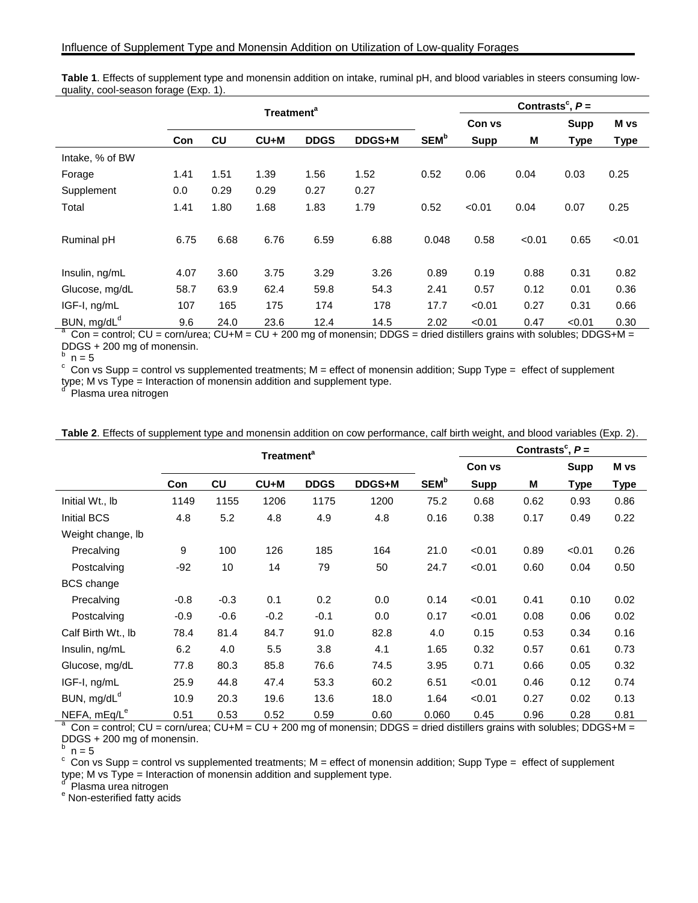**Table 1**. Effects of supplement type and monensin addition on intake, ruminal pH, and blood variables in steers consuming low-quality, cool-season forage (Exp. 1).

| | Treatment[a] | | | | | | Contrasts[c], *P* = | | | |
|---|---|---|---|---|---|---|---|---|---|---|
| | | | | | | | Con vs | | Supp | M vs |
| | Con | CU | CU+M | DDGS | DDGS+M | SEM[b] | Supp | M | Type | Type |
| Intake, % of BW | | | | | | | | | | |
| Forage | 1.41 | 1.51 | 1.39 | 1.56 | 1.52 | 0.52 | 0.06 | 0.04 | 0.03 | 0.25 |
| Supplement | 0.0 | 0.29 | 0.29 | 0.27 | 0.27 | | | | | |
| Total | 1.41 | 1.80 | 1.68 | 1.83 | 1.79 | 0.52 | <0.01 | 0.04 | 0.07 | 0.25 |
| Ruminal pH | 6.75 | 6.68 | 6.76 | 6.59 | 6.88 | 0.048 | 0.58 | <0.01 | 0.65 | <0.01 |
| Insulin, ng/mL | 4.07 | 3.60 | 3.75 | 3.29 | 3.26 | 0.89 | 0.19 | 0.88 | 0.31 | 0.82 |
| Glucose, mg/dL | 58.7 | 63.9 | 62.4 | 59.8 | 54.3 | 2.41 | 0.57 | 0.12 | 0.01 | 0.36 |
| IGF-I, ng/mL | 107 | 165 | 175 | 174 | 178 | 17.7 | <0.01 | 0.27 | 0.31 | 0.66 |
| BUN, mg/dL[d] | 9.6 | 24.0 | 23.6 | 12.4 | 14.5 | 2.02 | <0.01 | 0.47 | <0.01 | 0.30 |

[a] Con = control; CU = corn/urea; CU+M = CU + 200 mg of monensin; DDGS = dried distillers grains with solubles; DDGS+M = DDGS + 200 mg of monensin.
[b] n = 5
[c] Con vs Supp = control vs supplemented treatments; M = effect of monensin addition; Supp Type = effect of supplement type; M vs Type = Interaction of monensin addition and supplement type.
[d] Plasma urea nitrogen

**Table 2**. Effects of supplement type and monensin addition on cow performance, calf birth weight, and blood variables (Exp. 2).

| | Treatment[a] | | | | | | Contrasts[c], *P* = | | | |
|---|---|---|---|---|---|---|---|---|---|---|
| | | | | | | | Con vs | | Supp | M vs |
| | Con | CU | CU+M | DDGS | DDGS+M | SEM[b] | Supp | M | Type | Type |
| Initial Wt., lb | 1149 | 1155 | 1206 | 1175 | 1200 | 75.2 | 0.68 | 0.62 | 0.93 | 0.86 |
| Initial BCS | 4.8 | 5.2 | 4.8 | 4.9 | 4.8 | 0.16 | 0.38 | 0.17 | 0.49 | 0.22 |
| Weight change, lb | | | | | | | | | | |
| Precalving | 9 | 100 | 126 | 185 | 164 | 21.0 | <0.01 | 0.89 | <0.01 | 0.26 |
| Postcalving | -92 | 10 | 14 | 79 | 50 | 24.7 | <0.01 | 0.60 | 0.04 | 0.50 |
| BCS change | | | | | | | | | | |
| Precalving | -0.8 | -0.3 | 0.1 | 0.2 | 0.0 | 0.14 | <0.01 | 0.41 | 0.10 | 0.02 |
| Postcalving | -0.9 | -0.6 | -0.2 | -0.1 | 0.0 | 0.17 | <0.01 | 0.08 | 0.06 | 0.02 |
| Calf Birth Wt., lb | 78.4 | 81.4 | 84.7 | 91.0 | 82.8 | 4.0 | 0.15 | 0.53 | 0.34 | 0.16 |
| Insulin, ng/mL | 6.2 | 4.0 | 5.5 | 3.8 | 4.1 | 1.65 | 0.32 | 0.57 | 0.61 | 0.73 |
| Glucose, mg/dL | 77.8 | 80.3 | 85.8 | 76.6 | 74.5 | 3.95 | 0.71 | 0.66 | 0.05 | 0.32 |
| IGF-I, ng/mL | 25.9 | 44.8 | 47.4 | 53.3 | 60.2 | 6.51 | <0.01 | 0.46 | 0.12 | 0.74 |
| BUN, mg/dL[d] | 10.9 | 20.3 | 19.6 | 13.6 | 18.0 | 1.64 | <0.01 | 0.27 | 0.02 | 0.13 |
| NEFA, mEq/L[e] | 0.51 | 0.53 | 0.52 | 0.59 | 0.60 | 0.060 | 0.45 | 0.96 | 0.28 | 0.81 |

[a] Con = control; CU = corn/urea; CU+M = CU + 200 mg of monensin; DDGS = dried distillers grains with solubles; DDGS+M = DDGS + 200 mg of monensin.
[b] n = 5
[c] Con vs Supp = control vs supplemented treatments; M = effect of monensin addition; Supp Type = effect of supplement type; M vs Type = Interaction of monensin addition and supplement type.
[d] Plasma urea nitrogen
[e] Non-esterified fatty acids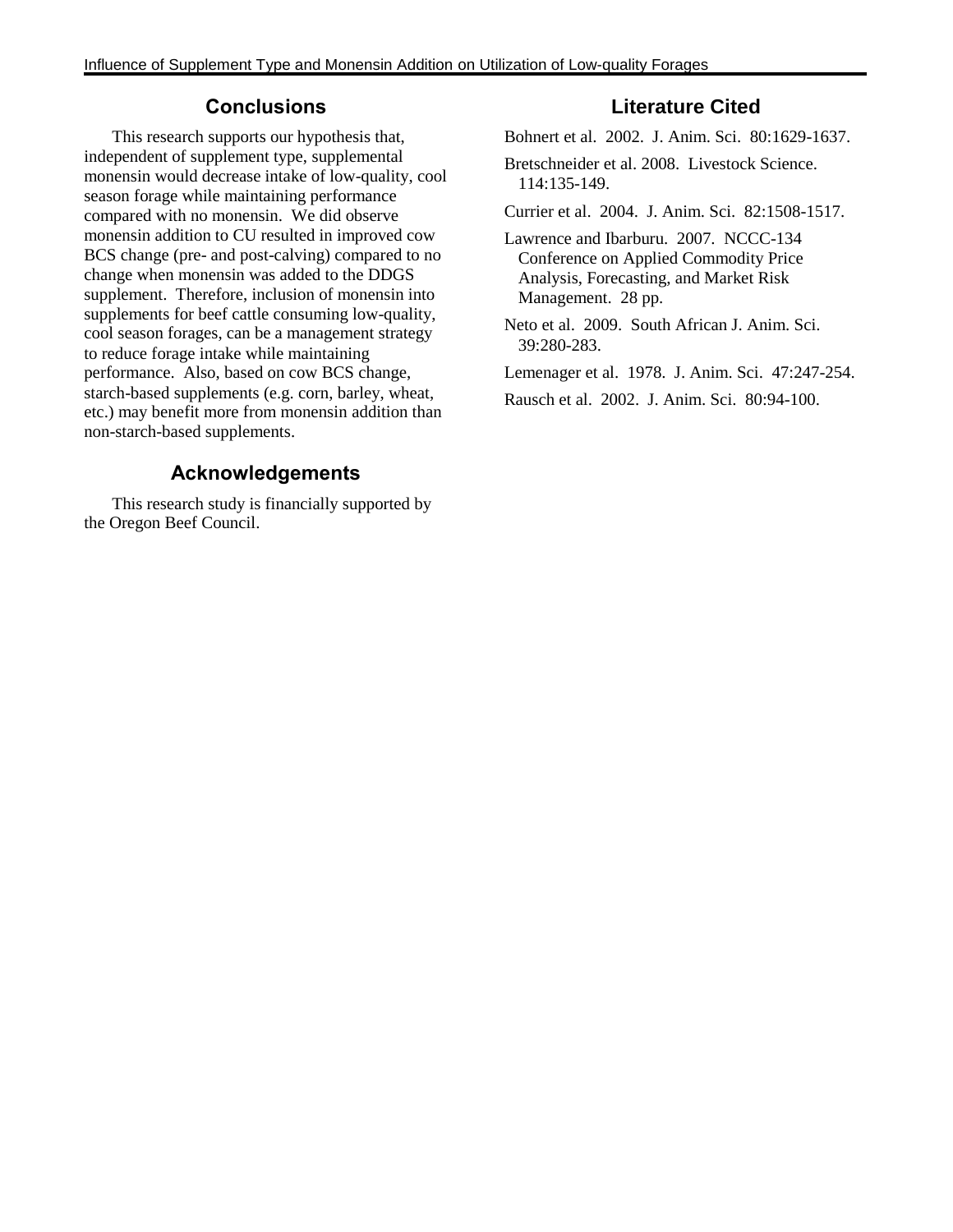## Conclusions

This research supports our hypothesis that, independent of supplement type, supplemental monensin would decrease intake of low-quality, cool season forage while maintaining performance compared with no monensin. We did observe monensin addition to CU resulted in improved cow BCS change (pre- and post-calving) compared to no change when monensin was added to the DDGS supplement. Therefore, inclusion of monensin into supplements for beef cattle consuming low-quality, cool season forages, can be a management strategy to reduce forage intake while maintaining performance. Also, based on cow BCS change, starch-based supplements (e.g. corn, barley, wheat, etc.) may benefit more from monensin addition than non-starch-based supplements.

## Acknowledgements

This research study is financially supported by the Oregon Beef Council.

## Literature Cited

Bohnert et al. 2002. J. Anim. Sci. 80:1629-1637.

Bretschneider et al. 2008. Livestock Science. 114:135-149.

Currier et al. 2004. J. Anim. Sci. 82:1508-1517.

Lawrence and Ibarburu. 2007. NCCC-134 Conference on Applied Commodity Price Analysis, Forecasting, and Market Risk Management. 28 pp.

Neto et al. 2009. South African J. Anim. Sci. 39:280-283.

Lemenager et al. 1978. J. Anim. Sci. 47:247-254.

Rausch et al. 2002. J. Anim. Sci. 80:94-100.